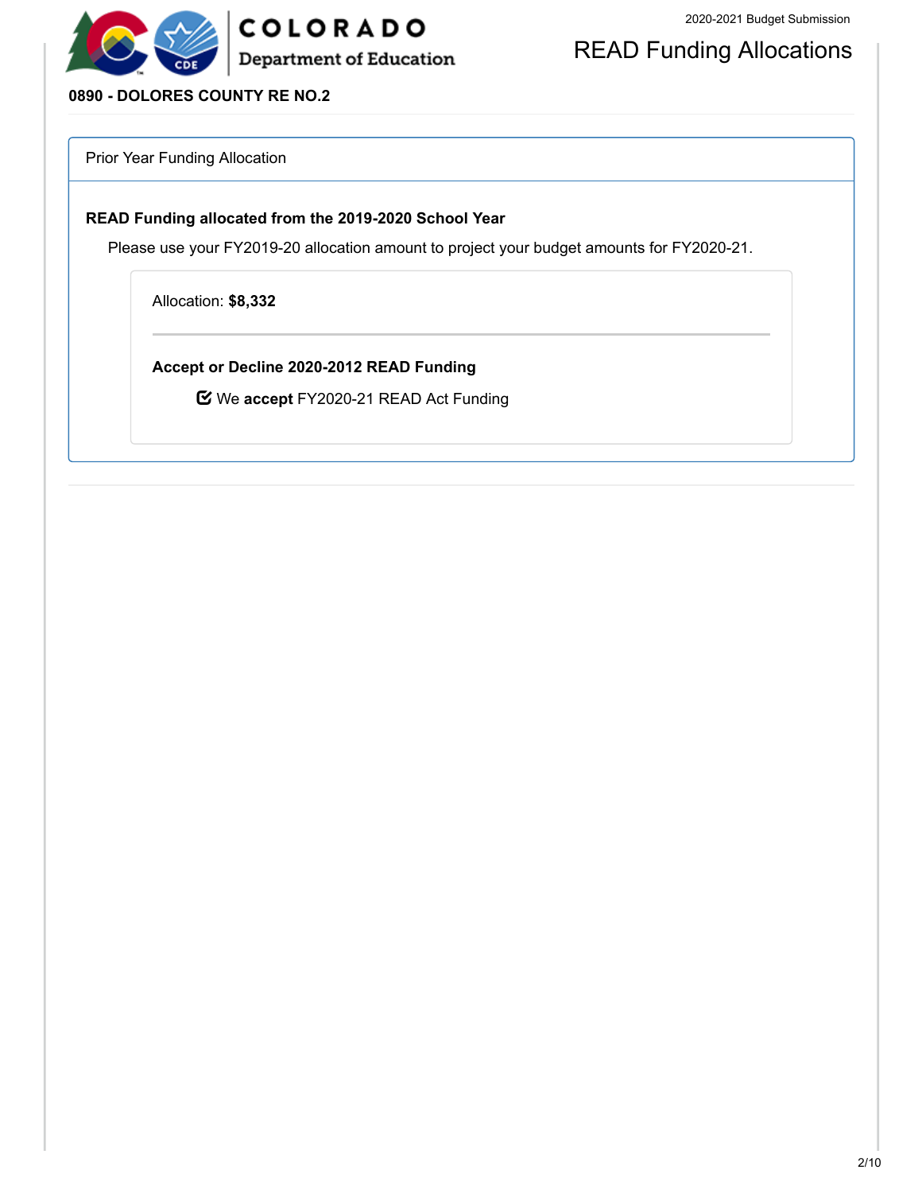# READ Funding Allocations

2020-2021 Budget Submission

**0890 - DOLORES COUNTY RE NO.2**

## Prior Year Funding Allocation

### READ Funding allocated from the 2019-2020 School Year

Please use your FY2019-20 allocation amount to project your budget amounts for FY2020-21.

Allocation: **$8,332**

---

**Accept or Decline 2020-2012 READ Funding**

☑ We **accept** FY2020-21 READ Act Funding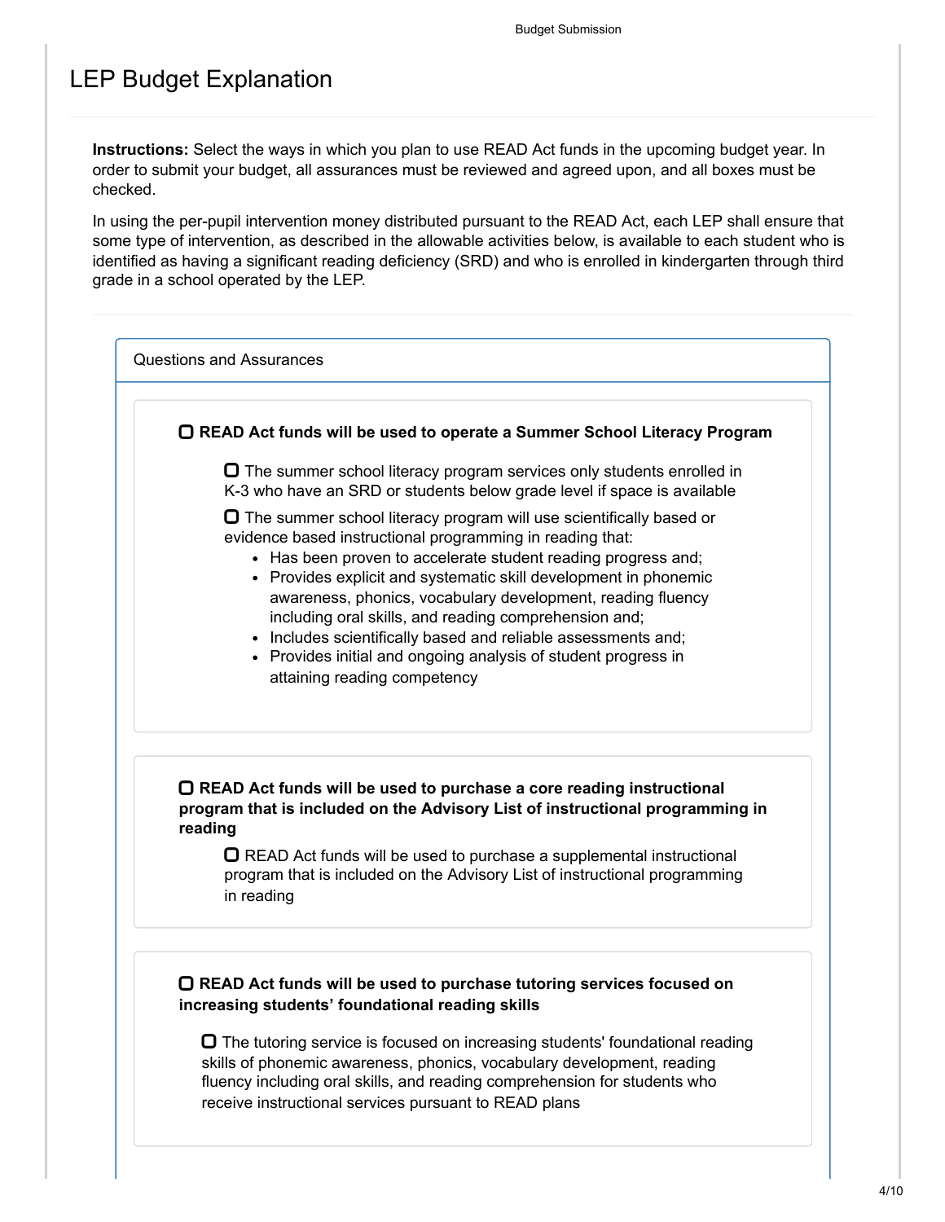# LEP Budget Explanation

**Instructions:** Select the ways in which you plan to use READ Act funds in the upcoming budget year. In order to submit your budget, all assurances must be reviewed and agreed upon, and all boxes must be checked.

In using the per-pupil intervention money distributed pursuant to the READ Act, each LEP shall ensure that some type of intervention, as described in the allowable activities below, is available to each student who is identified as having a significant reading deficiency (SRD) and who is enrolled in kindergarten through third grade in a school operated by the LEP.

## Questions and Assurances

☐ **READ Act funds will be used to operate a Summer School Literacy Program**

- ☐ The summer school literacy program services only students enrolled in K-3 who have an SRD or students below grade level if space is available
- ☐ The summer school literacy program will use scientifically based or evidence based instructional programming in reading that:
  - Has been proven to accelerate student reading progress and;
  - Provides explicit and systematic skill development in phonemic awareness, phonics, vocabulary development, reading fluency including oral skills, and reading comprehension and;
  - Includes scientifically based and reliable assessments and;
  - Provides initial and ongoing analysis of student progress in attaining reading competency

☐ **READ Act funds will be used to purchase a core reading instructional program that is included on the Advisory List of instructional programming in reading**

- ☐ READ Act funds will be used to purchase a supplemental instructional program that is included on the Advisory List of instructional programming in reading

☐ **READ Act funds will be used to purchase tutoring services focused on increasing students' foundational reading skills**

- ☐ The tutoring service is focused on increasing students' foundational reading skills of phonemic awareness, phonics, vocabulary development, reading fluency including oral skills, and reading comprehension for students who receive instructional services pursuant to READ plans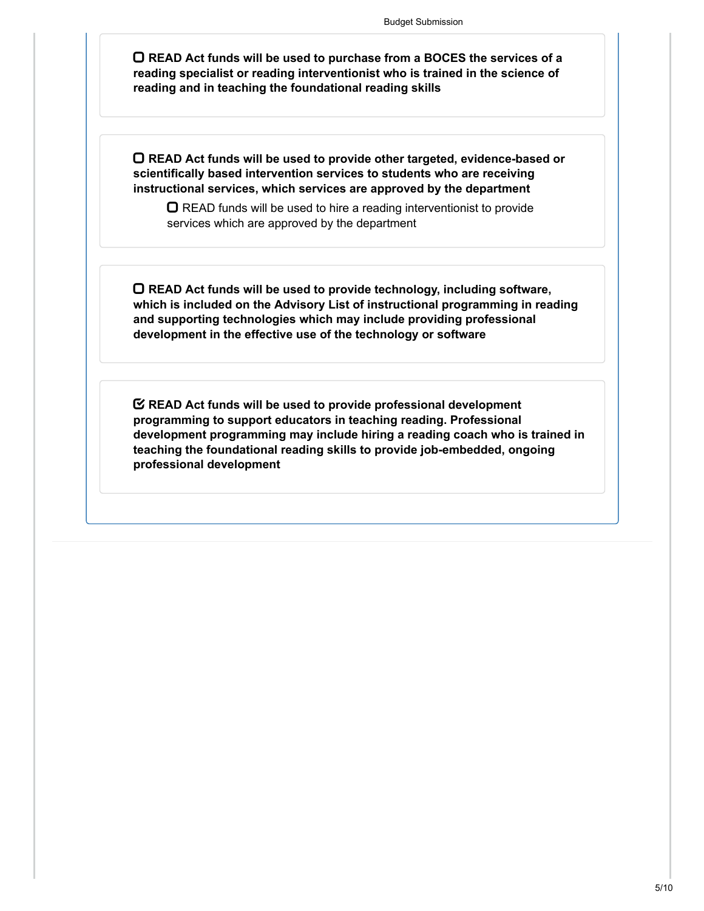- [ ] **READ Act funds will be used to purchase from a BOCES the services of a reading specialist or reading interventionist who is trained in the science of reading and in teaching the foundational reading skills**

- [ ] **READ Act funds will be used to provide other targeted, evidence-based or scientifically based intervention services to students who are receiving instructional services, which services are approved by the department**
  - [ ] READ funds will be used to hire a reading interventionist to provide services which are approved by the department

- [ ] **READ Act funds will be used to provide technology, including software, which is included on the Advisory List of instructional programming in reading and supporting technologies which may include providing professional development in the effective use of the technology or software**

- [x] **READ Act funds will be used to provide professional development programming to support educators in teaching reading. Professional development programming may include hiring a reading coach who is trained in teaching the foundational reading skills to provide job-embedded, ongoing professional development**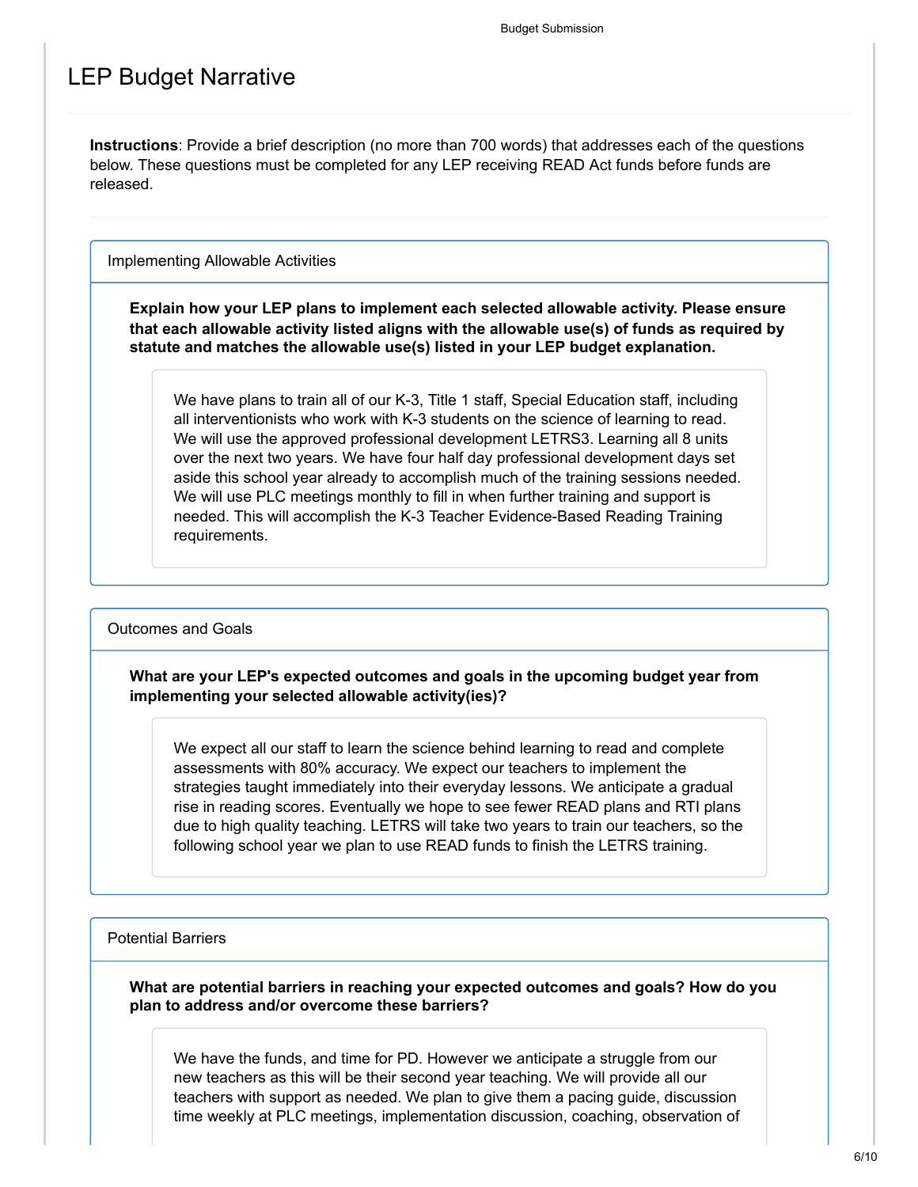# LEP Budget Narrative

**Instructions**: Provide a brief description (no more than 700 words) that addresses each of the questions below. These questions must be completed for any LEP receiving READ Act funds before funds are released.

## Implementing Allowable Activities

**Explain how your LEP plans to implement each selected allowable activity. Please ensure that each allowable activity listed aligns with the allowable use(s) of funds as required by statute and matches the allowable use(s) listed in your LEP budget explanation.**

We have plans to train all of our K-3, Title 1 staff, Special Education staff, including all interventionists who work with K-3 students on the science of learning to read. We will use the approved professional development LETRS3. Learning all 8 units over the next two years. We have four half day professional development days set aside this school year already to accomplish much of the training sessions needed. We will use PLC meetings monthly to fill in when further training and support is needed. This will accomplish the K-3 Teacher Evidence-Based Reading Training requirements.

## Outcomes and Goals

**What are your LEP's expected outcomes and goals in the upcoming budget year from implementing your selected allowable activity(ies)?**

We expect all our staff to learn the science behind learning to read and complete assessments with 80% accuracy. We expect our teachers to implement the strategies taught immediately into their everyday lessons. We anticipate a gradual rise in reading scores. Eventually we hope to see fewer READ plans and RTI plans due to high quality teaching. LETRS will take two years to train our teachers, so the following school year we plan to use READ funds to finish the LETRS training.

## Potential Barriers

**What are potential barriers in reaching your expected outcomes and goals? How do you plan to address and/or overcome these barriers?**

We have the funds, and time for PD. However we anticipate a struggle from our new teachers as this will be their second year teaching. We will provide all our teachers with support as needed. We plan to give them a pacing guide, discussion time weekly at PLC meetings, implementation discussion, coaching, observation of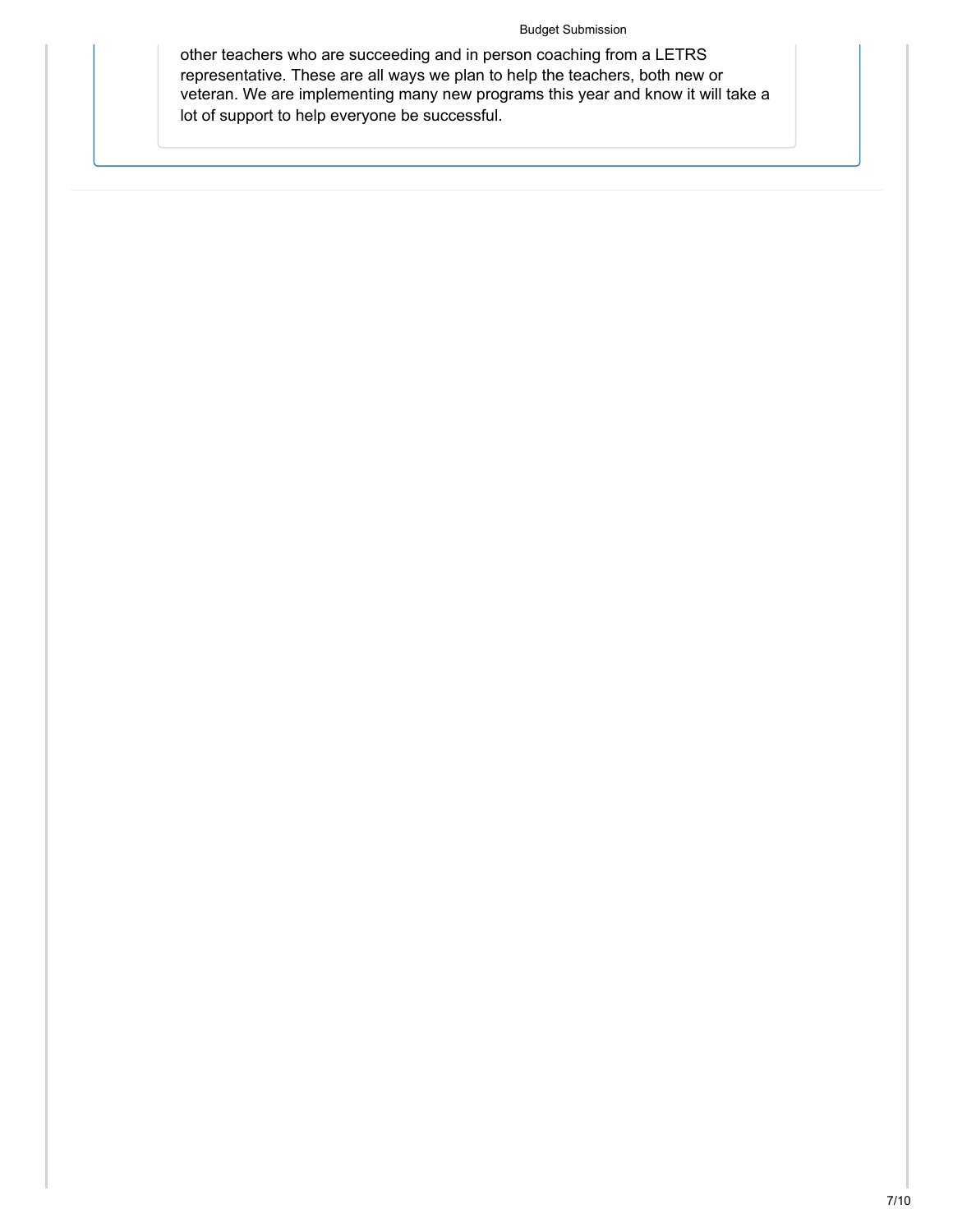other teachers who are succeeding and in person coaching from a LETRS representative. These are all ways we plan to help the teachers, both new or veteran. We are implementing many new programs this year and know it will take a lot of support to help everyone be successful.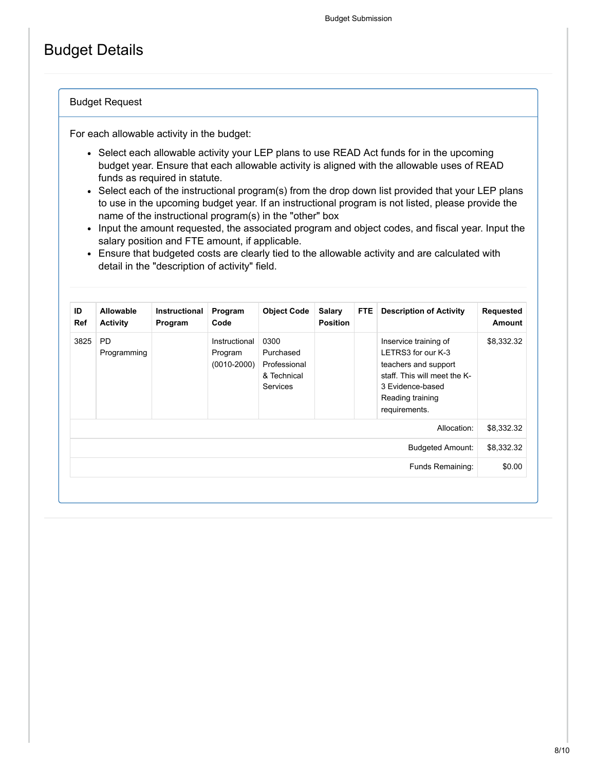# Budget Details

## Budget Request

For each allowable activity in the budget:

- Select each allowable activity your LEP plans to use READ Act funds for in the upcoming budget year. Ensure that each allowable activity is aligned with the allowable uses of READ funds as required in statute.
- Select each of the instructional program(s) from the drop down list provided that your LEP plans to use in the upcoming budget year. If an instructional program is not listed, please provide the name of the instructional program(s) in the "other" box
- Input the amount requested, the associated program and object codes, and fiscal year. Input the salary position and FTE amount, if applicable.
- Ensure that budgeted costs are clearly tied to the allowable activity and are calculated with detail in the "description of activity" field.

| ID Ref | Allowable Activity | Instructional Program | Program Code | Object Code | Salary Position | FTE | Description of Activity | Requested Amount |
|---|---|---|---|---|---|---|---|---|
| 3825 | PD Programming | | Instructional Program (0010-2000) | 0300 Purchased Professional & Technical Services | | | Inservice training of LETRS3 for our K-3 teachers and support staff. This will meet the K-3 Evidence-based Reading training requirements. | $8,332.32 |
| | | | | | | | Allocation: | $8,332.32 |
| | | | | | | | Budgeted Amount: | $8,332.32 |
| | | | | | | | Funds Remaining: | $0.00 |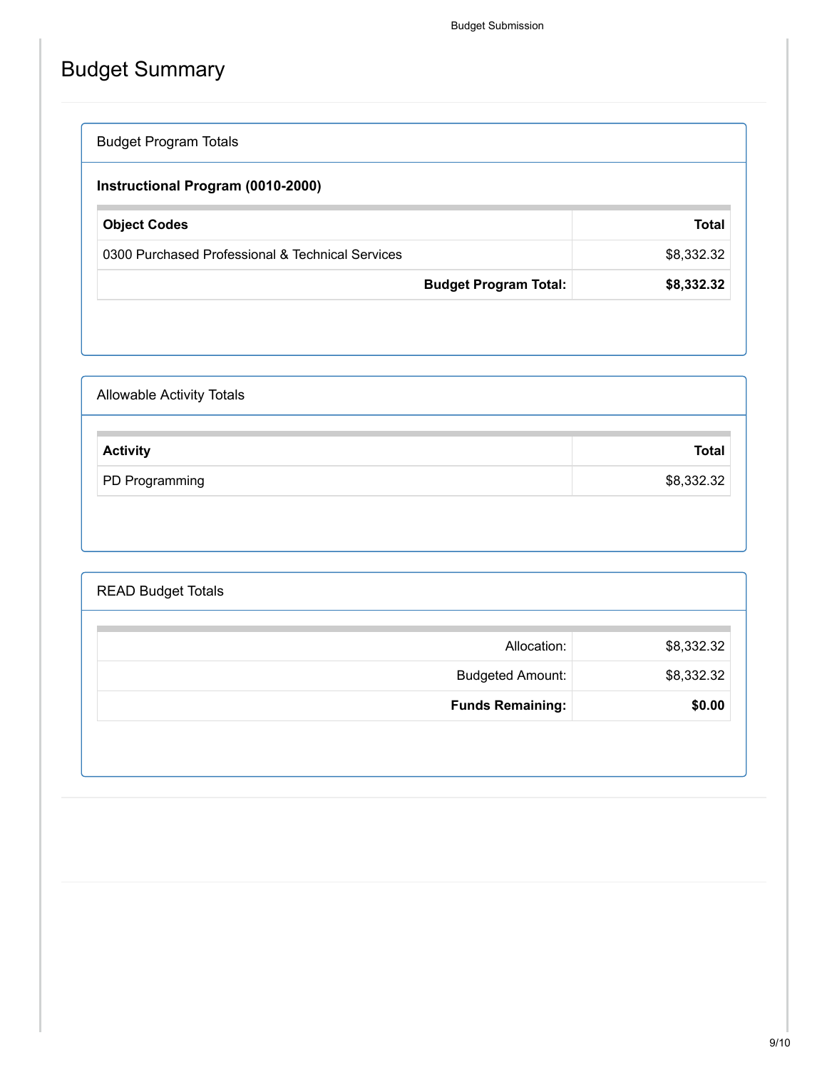# Budget Summary

## Budget Program Totals

**Instructional Program (0010-2000)**

| Object Codes | Total |
|---|---|
| 0300 Purchased Professional & Technical Services | $8,332.32 |
| **Budget Program Total:** | **$8,332.32** |

## Allowable Activity Totals

| Activity | Total |
|---|---|
| PD Programming | $8,332.32 |

## READ Budget Totals

| | |
|---|---|
| Allocation: | $8,332.32 |
| Budgeted Amount: | $8,332.32 |
| **Funds Remaining:** | **$0.00** |